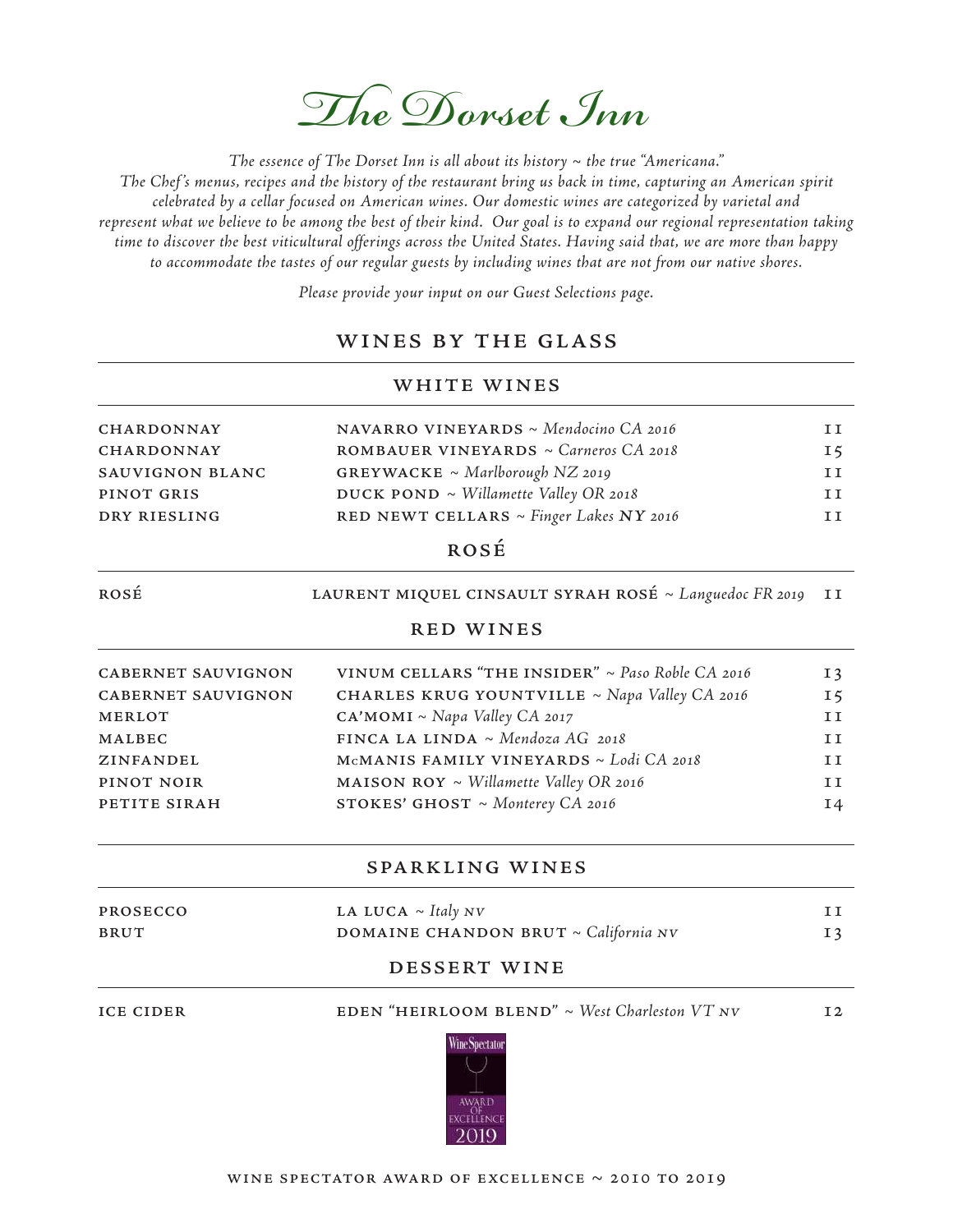# The Dorset Inn

*The essence of The Dorset Inn is all about its history ~ the true "Americana." The Chef's menus, recipes and the history of the restaurant bring us back in time, capturing an American spirit celebrated by a cellar focused on American wines. Our domestic wines are categorized by varietal and represent what we believe to be among the best of their kind. Our goal is to expand our regional representation taking time to discover the best viticultural offerings across the United States. Having said that, we are more than happy to accommodate the tastes of our regular guests by including wines that are not from our native shores.*

*Please provide your input on our Guest Selections page.*

## WINES BY THE GLASS

### WHITE WINES

| | | |
|---|---|---|
| CHARDONNAY | NAVARRO VINEYARDS ~ *Mendocino CA 2016* | 11 |
| CHARDONNAY | ROMBAUER VINEYARDS ~ *Carneros CA 2018* | 15 |
| SAUVIGNON BLANC | GREYWACKE ~ *Marlborough NZ 2019* | 11 |
| PINOT GRIS | DUCK POND ~ *Willamette Valley OR 2018* | 11 |
| DRY RIESLING | RED NEWT CELLARS ~ *Finger Lakes NY 2016* | 11 |

### ROSÉ

| | | |
|---|---|---|
| ROSÉ | LAURENT MIQUEL CINSAULT SYRAH ROSÉ ~ *Languedoc FR 2019* | 11 |

### RED WINES

| | | |
|---|---|---|
| CABERNET SAUVIGNON | VINUM CELLARS "THE INSIDER" ~ *Paso Roble CA 2016* | 13 |
| CABERNET SAUVIGNON | CHARLES KRUG YOUNTVILLE ~ *Napa Valley CA 2016* | 15 |
| MERLOT | CA'MOMI ~ *Napa Valley CA 2017* | 11 |
| MALBEC | FINCA LA LINDA ~ *Mendoza AG 2018* | 11 |
| ZINFANDEL | McMANIS FAMILY VINEYARDS ~ *Lodi CA 2018* | 11 |
| PINOT NOIR | MAISON ROY ~ *Willamette Valley OR 2016* | 11 |
| PETITE SIRAH | STOKES' GHOST ~ *Monterey CA 2016* | 14 |

### SPARKLING WINES

| | | |
|---|---|---|
| PROSECCO | LA LUCA ~ *Italy NV* | 11 |
| BRUT | DOMAINE CHANDON BRUT ~ *California NV* | 13 |

### DESSERT WINE

| | | |
|---|---|---|
| ICE CIDER | EDEN "HEIRLOOM BLEND" ~ *West Charleston VT NV* | 12 |

Wine Spectator Award of Excellence 2019

WINE SPECTATOR AWARD OF EXCELLENCE ~ 2010 TO 2019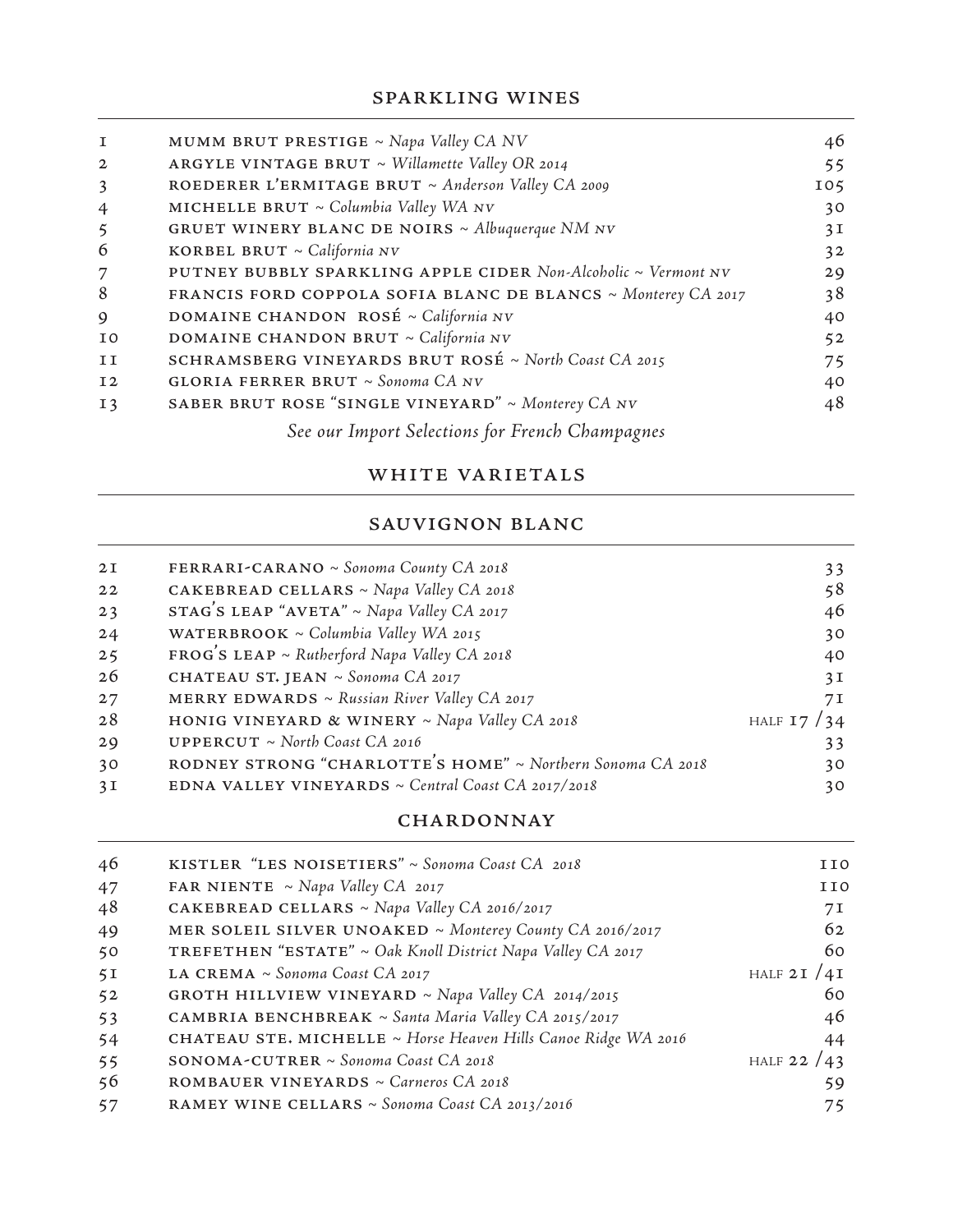## SPARKLING WINES

| | | |
|---|---|---|
| 1 | MUMM BRUT PRESTIGE ~ *Napa Valley CA NV* | 46 |
| 2 | ARGYLE VINTAGE BRUT ~ *Willamette Valley OR 2014* | 55 |
| 3 | ROEDERER L'ERMITAGE BRUT ~ *Anderson Valley CA 2009* | 105 |
| 4 | MICHELLE BRUT ~ *Columbia Valley WA NV* | 30 |
| 5 | GRUET WINERY BLANC DE NOIRS ~ *Albuquerque NM NV* | 31 |
| 6 | KORBEL BRUT ~ *California NV* | 32 |
| 7 | PUTNEY BUBBLY SPARKLING APPLE CIDER *Non-Alcoholic ~ Vermont NV* | 29 |
| 8 | FRANCIS FORD COPPOLA SOFIA BLANC DE BLANCS ~ *Monterey CA 2017* | 38 |
| 9 | DOMAINE CHANDON ROSÉ ~ *California NV* | 40 |
| 10 | DOMAINE CHANDON BRUT ~ *California NV* | 52 |
| 11 | SCHRAMSBERG VINEYARDS BRUT ROSÉ ~ *North Coast CA 2015* | 75 |
| 12 | GLORIA FERRER BRUT ~ *Sonoma CA NV* | 40 |
| 13 | SABER BRUT ROSE "SINGLE VINEYARD" ~ *Monterey CA NV* | 48 |

*See our Import Selections for French Champagnes*

## WHITE VARIETALS

### SAUVIGNON BLANC

| | | |
|---|---|---|
| 21 | FERRARI-CARANO ~ *Sonoma County CA 2018* | 33 |
| 22 | CAKEBREAD CELLARS ~ *Napa Valley CA 2018* | 58 |
| 23 | STAG'S LEAP "AVETA" ~ *Napa Valley CA 2017* | 46 |
| 24 | WATERBROOK ~ *Columbia Valley WA 2015* | 30 |
| 25 | FROG'S LEAP ~ *Rutherford Napa Valley CA 2018* | 40 |
| 26 | CHATEAU ST. JEAN ~ *Sonoma CA 2017* | 31 |
| 27 | MERRY EDWARDS ~ *Russian River Valley CA 2017* | 71 |
| 28 | HONIG VINEYARD & WINERY ~ *Napa Valley CA 2018* | HALF 17 / 34 |
| 29 | UPPERCUT ~ *North Coast CA 2016* | 33 |
| 30 | RODNEY STRONG "CHARLOTTE'S HOME" ~ *Northern Sonoma CA 2018* | 30 |
| 31 | EDNA VALLEY VINEYARDS ~ *Central Coast CA 2017/2018* | 30 |

### CHARDONNAY

| | | |
|---|---|---|
| 46 | KISTLER "LES NOISETIERS" ~ *Sonoma Coast CA 2018* | 110 |
| 47 | FAR NIENTE ~ *Napa Valley CA 2017* | 110 |
| 48 | CAKEBREAD CELLARS ~ *Napa Valley CA 2016/2017* | 71 |
| 49 | MER SOLEIL SILVER UNOAKED ~ *Monterey County CA 2016/2017* | 62 |
| 50 | TREFETHEN "ESTATE" ~ *Oak Knoll District Napa Valley CA 2017* | 60 |
| 51 | LA CREMA ~ *Sonoma Coast CA 2017* | HALF 21 / 41 |
| 52 | GROTH HILLVIEW VINEYARD ~ *Napa Valley CA 2014/2015* | 60 |
| 53 | CAMBRIA BENCHBREAK ~ *Santa Maria Valley CA 2015/2017* | 46 |
| 54 | CHATEAU STE. MICHELLE ~ *Horse Heaven Hills Canoe Ridge WA 2016* | 44 |
| 55 | SONOMA-CUTRER ~ *Sonoma Coast CA 2018* | HALF 22 / 43 |
| 56 | ROMBAUER VINEYARDS ~ *Carneros CA 2018* | 59 |
| 57 | RAMEY WINE CELLARS ~ *Sonoma Coast CA 2013/2016* | 75 |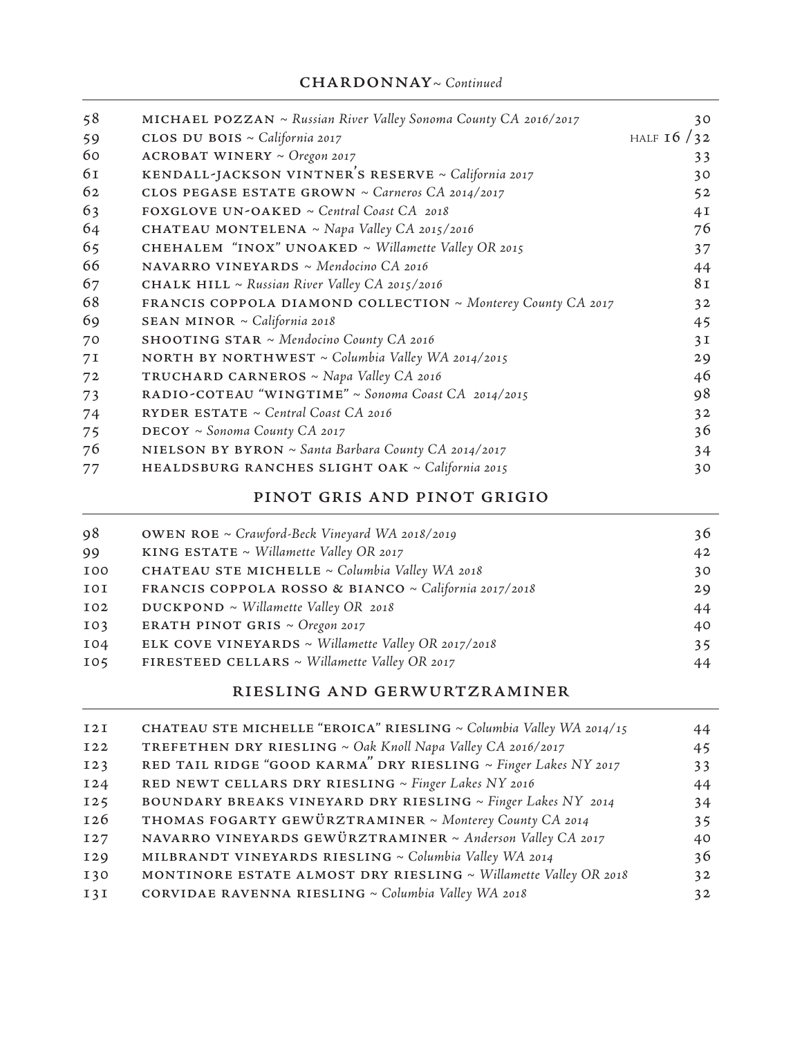## CHARDONNAY ~ *Continued*

| | | |
|---|---|---|
| 58 | MICHAEL POZZAN ~ *Russian River Valley Sonoma County CA 2016/2017* | 30 |
| 59 | CLOS DU BOIS ~ *California 2017* | HALF 16 / 32 |
| 60 | ACROBAT WINERY ~ *Oregon 2017* | 33 |
| 61 | KENDALL-JACKSON VINTNER'S RESERVE ~ *California 2017* | 30 |
| 62 | CLOS PEGASE ESTATE GROWN ~ *Carneros CA 2014/2017* | 52 |
| 63 | FOXGLOVE UN-OAKED ~ *Central Coast CA 2018* | 41 |
| 64 | CHATEAU MONTELENA ~ *Napa Valley CA 2015/2016* | 76 |
| 65 | CHEHALEM "INOX" UNOAKED ~ *Willamette Valley OR 2015* | 37 |
| 66 | NAVARRO VINEYARDS ~ *Mendocino CA 2016* | 44 |
| 67 | CHALK HILL ~ *Russian River Valley CA 2015/2016* | 81 |
| 68 | FRANCIS COPPOLA DIAMOND COLLECTION ~ *Monterey County CA 2017* | 32 |
| 69 | SEAN MINOR ~ *California 2018* | 45 |
| 70 | SHOOTING STAR ~ *Mendocino County CA 2016* | 31 |
| 71 | NORTH BY NORTHWEST ~ *Columbia Valley WA 2014/2015* | 29 |
| 72 | TRUCHARD CARNEROS ~ *Napa Valley CA 2016* | 46 |
| 73 | RADIO-COTEAU "WINGTIME" ~ *Sonoma Coast CA 2014/2015* | 98 |
| 74 | RYDER ESTATE ~ *Central Coast CA 2016* | 32 |
| 75 | DECOY ~ *Sonoma County CA 2017* | 36 |
| 76 | NIELSON BY BYRON ~ *Santa Barbara County CA 2014/2017* | 34 |
| 77 | HEALDSBURG RANCHES SLIGHT OAK ~ *California 2015* | 30 |

## PINOT GRIS AND PINOT GRIGIO

| | | |
|---|---|---|
| 98 | OWEN ROE ~ *Crawford-Beck Vineyard WA 2018/2019* | 36 |
| 99 | KING ESTATE ~ *Willamette Valley OR 2017* | 42 |
| 100 | CHATEAU STE MICHELLE ~ *Columbia Valley WA 2018* | 30 |
| 101 | FRANCIS COPPOLA ROSSO & BIANCO ~ *California 2017/2018* | 29 |
| 102 | DUCKPOND ~ *Willamette Valley OR 2018* | 44 |
| 103 | ERATH PINOT GRIS ~ *Oregon 2017* | 40 |
| 104 | ELK COVE VINEYARDS ~ *Willamette Valley OR 2017/2018* | 35 |
| 105 | FIRESTEED CELLARS ~ *Willamette Valley OR 2017* | 44 |

## RIESLING AND GERWURTZRAMINER

| | | |
|---|---|---|
| 121 | CHATEAU STE MICHELLE "EROICA" RIESLING ~ *Columbia Valley WA 2014/15* | 44 |
| 122 | TREFETHEN DRY RIESLING ~ *Oak Knoll Napa Valley CA 2016/2017* | 45 |
| 123 | RED TAIL RIDGE "GOOD KARMA" DRY RIESLING ~ *Finger Lakes NY 2017* | 33 |
| 124 | RED NEWT CELLARS DRY RIESLING ~ *Finger Lakes NY 2016* | 44 |
| 125 | BOUNDARY BREAKS VINEYARD DRY RIESLING ~ *Finger Lakes NY 2014* | 34 |
| 126 | THOMAS FOGARTY GEWÜRZTRAMINER ~ *Monterey County CA 2014* | 35 |
| 127 | NAVARRO VINEYARDS GEWÜRZTRAMINER ~ *Anderson Valley CA 2017* | 40 |
| 129 | MILBRANDT VINEYARDS RIESLING ~ *Columbia Valley WA 2014* | 36 |
| 130 | MONTINORE ESTATE ALMOST DRY RIESLING ~ *Willamette Valley OR 2018* | 32 |
| 131 | CORVIDAE RAVENNA RIESLING ~ *Columbia Valley WA 2018* | 32 |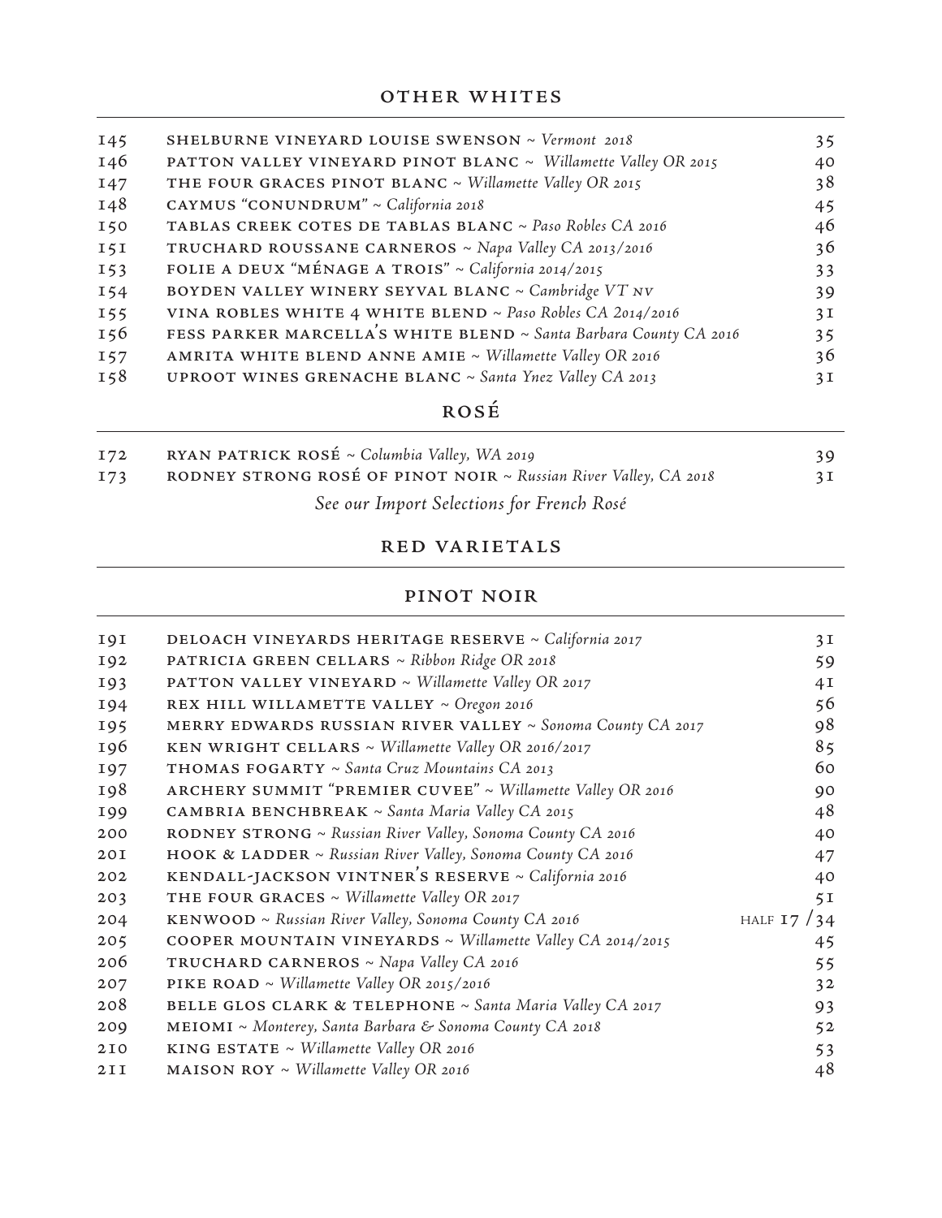## OTHER WHITES

| | | |
|---|---|---|
| 145 | SHELBURNE VINEYARD LOUISE SWENSON ~ *Vermont 2018* | 35 |
| 146 | PATTON VALLEY VINEYARD PINOT BLANC ~ *Willamette Valley OR 2015* | 40 |
| 147 | THE FOUR GRACES PINOT BLANC ~ *Willamette Valley OR 2015* | 38 |
| 148 | CAYMUS "CONUNDRUM" ~ *California 2018* | 45 |
| 150 | TABLAS CREEK COTES DE TABLAS BLANC ~ *Paso Robles CA 2016* | 46 |
| 151 | TRUCHARD ROUSSANE CARNEROS ~ *Napa Valley CA 2013/2016* | 36 |
| 153 | FOLIE A DEUX "MÉNAGE A TROIS" ~ *California 2014/2015* | 33 |
| 154 | BOYDEN VALLEY WINERY SEYVAL BLANC ~ *Cambridge VT NV* | 39 |
| 155 | VINA ROBLES WHITE 4 WHITE BLEND ~ *Paso Robles CA 2014/2016* | 31 |
| 156 | FESS PARKER MARCELLA'S WHITE BLEND ~ *Santa Barbara County CA 2016* | 35 |
| 157 | AMRITA WHITE BLEND ANNE AMIE ~ *Willamette Valley OR 2016* | 36 |
| 158 | UPROOT WINES GRENACHE BLANC ~ *Santa Ynez Valley CA 2013* | 31 |

## ROSÉ

| | | |
|---|---|---|
| 172 | RYAN PATRICK ROSÉ ~ *Columbia Valley, WA 2019* | 39 |
| 173 | RODNEY STRONG ROSÉ OF PINOT NOIR ~ *Russian River Valley, CA 2018* | 31 |

*See our Import Selections for French Rosé*

## RED VARIETALS

### PINOT NOIR

| | | |
|---|---|---|
| 191 | DELOACH VINEYARDS HERITAGE RESERVE ~ *California 2017* | 31 |
| 192 | PATRICIA GREEN CELLARS ~ *Ribbon Ridge OR 2018* | 59 |
| 193 | PATTON VALLEY VINEYARD ~ *Willamette Valley OR 2017* | 41 |
| 194 | REX HILL WILLAMETTE VALLEY ~ *Oregon 2016* | 56 |
| 195 | MERRY EDWARDS RUSSIAN RIVER VALLEY ~ *Sonoma County CA 2017* | 98 |
| 196 | KEN WRIGHT CELLARS ~ *Willamette Valley OR 2016/2017* | 85 |
| 197 | THOMAS FOGARTY ~ *Santa Cruz Mountains CA 2013* | 60 |
| 198 | ARCHERY SUMMIT "PREMIER CUVEE" ~ *Willamette Valley OR 2016* | 90 |
| 199 | CAMBRIA BENCHBREAK ~ *Santa Maria Valley CA 2015* | 48 |
| 200 | RODNEY STRONG ~ *Russian River Valley, Sonoma County CA 2016* | 40 |
| 201 | HOOK & LADDER ~ *Russian River Valley, Sonoma County CA 2016* | 47 |
| 202 | KENDALL-JACKSON VINTNER'S RESERVE ~ *California 2016* | 40 |
| 203 | THE FOUR GRACES ~ *Willamette Valley OR 2017* | 51 |
| 204 | KENWOOD ~ *Russian River Valley, Sonoma County CA 2016* | HALF 17 / 34 |
| 205 | COOPER MOUNTAIN VINEYARDS ~ *Willamette Valley CA 2014/2015* | 45 |
| 206 | TRUCHARD CARNEROS ~ *Napa Valley CA 2016* | 55 |
| 207 | PIKE ROAD ~ *Willamette Valley OR 2015/2016* | 32 |
| 208 | BELLE GLOS CLARK & TELEPHONE ~ *Santa Maria Valley CA 2017* | 93 |
| 209 | MEIOMI ~ *Monterey, Santa Barbara & Sonoma County CA 2018* | 52 |
| 210 | KING ESTATE ~ *Willamette Valley OR 2016* | 53 |
| 211 | MAISON ROY ~ *Willamette Valley OR 2016* | 48 |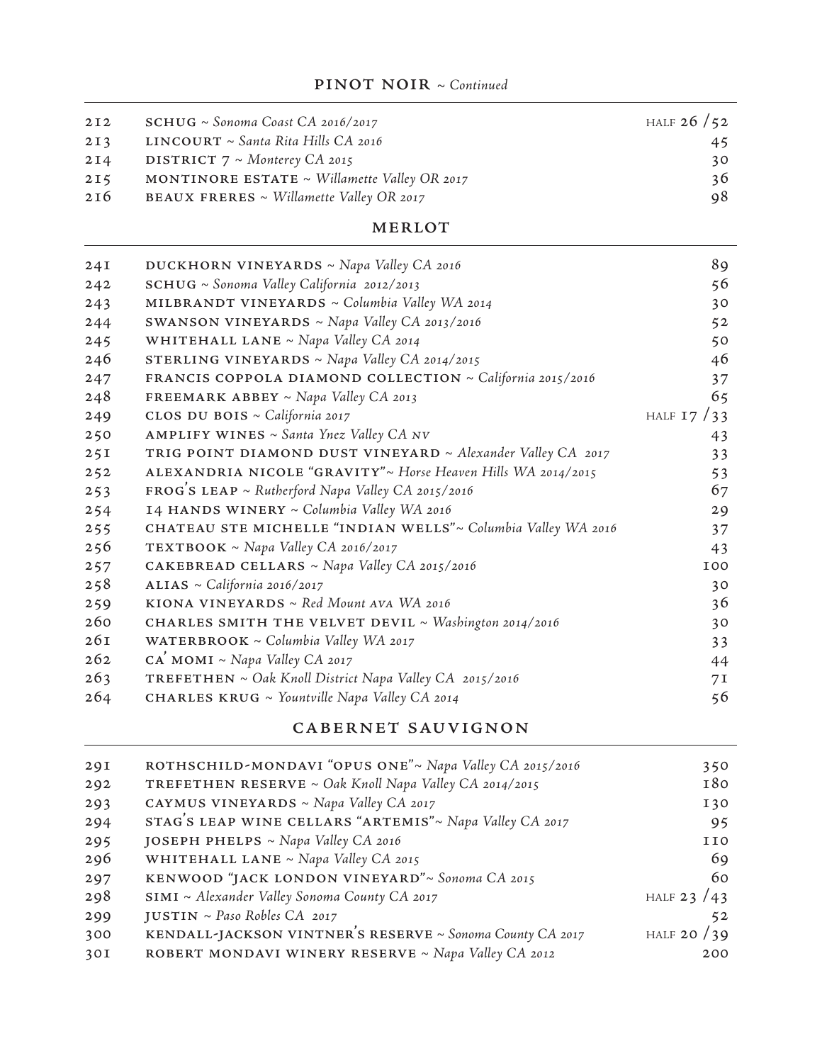## PINOT NOIR ~ *Continued*

| | | |
|---|---|---|
| 212 | SCHUG ~ *Sonoma Coast CA 2016/2017* | HALF 26 / 52 |
| 213 | LINCOURT ~ *Santa Rita Hills CA 2016* | 45 |
| 214 | DISTRICT 7 ~ *Monterey CA 2015* | 30 |
| 215 | MONTINORE ESTATE ~ *Willamette Valley OR 2017* | 36 |
| 216 | BEAUX FRERES ~ *Willamette Valley OR 2017* | 98 |

## MERLOT

| | | |
|---|---|---|
| 241 | DUCKHORN VINEYARDS ~ *Napa Valley CA 2016* | 89 |
| 242 | SCHUG ~ *Sonoma Valley California 2012/2013* | 56 |
| 243 | MILBRANDT VINEYARDS ~ *Columbia Valley WA 2014* | 30 |
| 244 | SWANSON VINEYARDS ~ *Napa Valley CA 2013/2016* | 52 |
| 245 | WHITEHALL LANE ~ *Napa Valley CA 2014* | 50 |
| 246 | STERLING VINEYARDS ~ *Napa Valley CA 2014/2015* | 46 |
| 247 | FRANCIS COPPOLA DIAMOND COLLECTION ~ *California 2015/2016* | 37 |
| 248 | FREEMARK ABBEY ~ *Napa Valley CA 2013* | 65 |
| 249 | CLOS DU BOIS ~ *California 2017* | HALF 17 / 33 |
| 250 | AMPLIFY WINES ~ *Santa Ynez Valley CA NV* | 43 |
| 251 | TRIG POINT DIAMOND DUST VINEYARD ~ *Alexander Valley CA 2017* | 33 |
| 252 | ALEXANDRIA NICOLE "GRAVITY"~ *Horse Heaven Hills WA 2014/2015* | 53 |
| 253 | FROG'S LEAP ~ *Rutherford Napa Valley CA 2015/2016* | 67 |
| 254 | 14 HANDS WINERY ~ *Columbia Valley WA 2016* | 29 |
| 255 | CHATEAU STE MICHELLE "INDIAN WELLS"~ *Columbia Valley WA 2016* | 37 |
| 256 | TEXTBOOK ~ *Napa Valley CA 2016/2017* | 43 |
| 257 | CAKEBREAD CELLARS ~ *Napa Valley CA 2015/2016* | 100 |
| 258 | ALIAS ~ *California 2016/2017* | 30 |
| 259 | KIONA VINEYARDS ~ *Red Mount AVA WA 2016* | 36 |
| 260 | CHARLES SMITH THE VELVET DEVIL ~ *Washington 2014/2016* | 30 |
| 261 | WATERBROOK ~ *Columbia Valley WA 2017* | 33 |
| 262 | CA' MOMI ~ *Napa Valley CA 2017* | 44 |
| 263 | TREFETHEN ~ *Oak Knoll District Napa Valley CA 2015/2016* | 71 |
| 264 | CHARLES KRUG ~ *Yountville Napa Valley CA 2014* | 56 |

## CABERNET SAUVIGNON

| | | |
|---|---|---|
| 291 | ROTHSCHILD-MONDAVI "OPUS ONE"~ *Napa Valley CA 2015/2016* | 350 |
| 292 | TREFETHEN RESERVE ~ *Oak Knoll Napa Valley CA 2014/2015* | 180 |
| 293 | CAYMUS VINEYARDS ~ *Napa Valley CA 2017* | 130 |
| 294 | STAG'S LEAP WINE CELLARS "ARTEMIS"~ *Napa Valley CA 2017* | 95 |
| 295 | JOSEPH PHELPS ~ *Napa Valley CA 2016* | 110 |
| 296 | WHITEHALL LANE ~ *Napa Valley CA 2015* | 69 |
| 297 | KENWOOD "JACK LONDON VINEYARD"~ *Sonoma CA 2015* | 60 |
| 298 | SIMI ~ *Alexander Valley Sonoma County CA 2017* | HALF 23 / 43 |
| 299 | JUSTIN ~ *Paso Robles CA 2017* | 52 |
| 300 | KENDALL-JACKSON VINTNER'S RESERVE ~ *Sonoma County CA 2017* | HALF 20 / 39 |
| 301 | ROBERT MONDAVI WINERY RESERVE ~ *Napa Valley CA 2012* | 200 |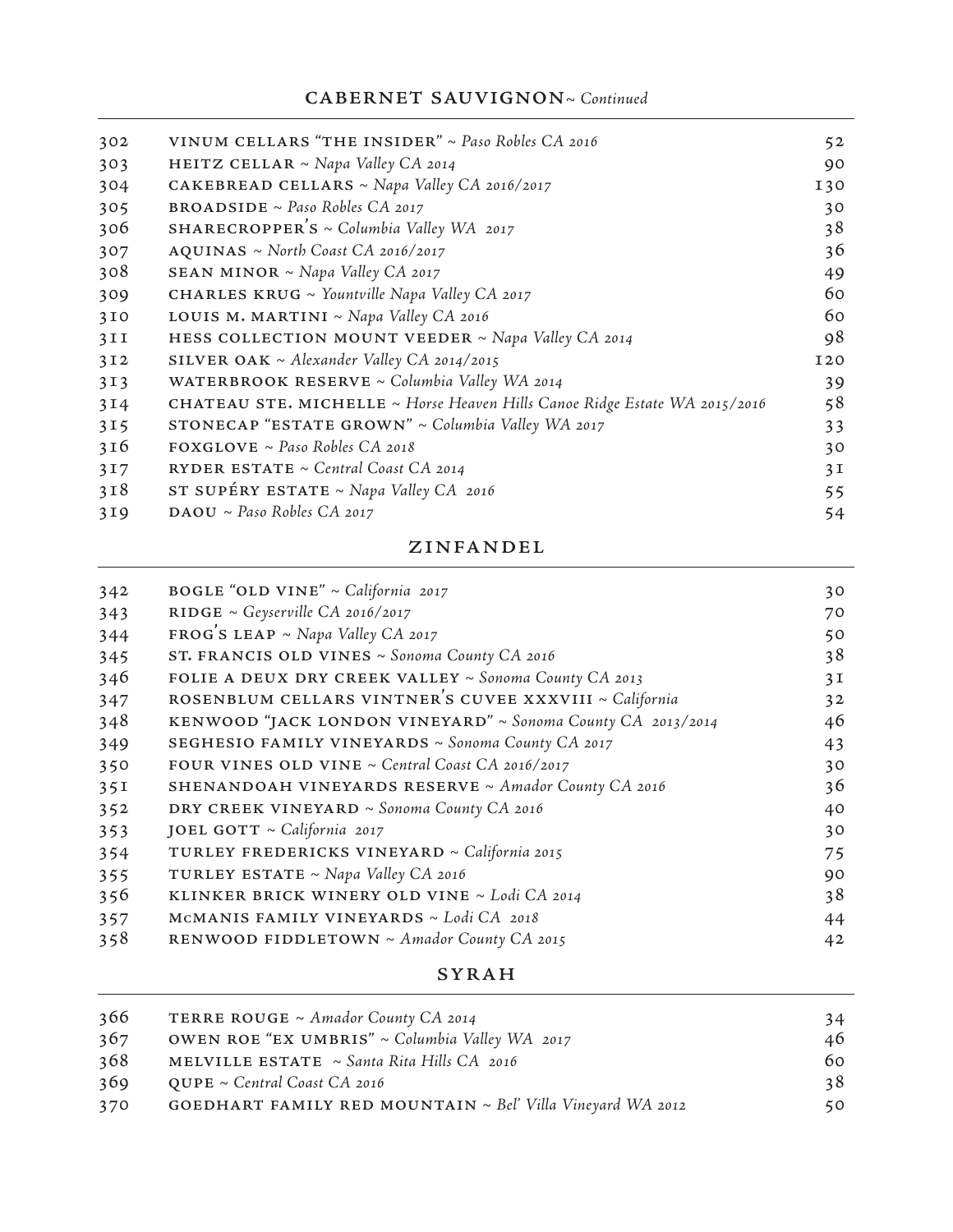## CABERNET SAUVIGNON~ *Continued*

| | | |
|---|---|---|
| 302 | VINUM CELLARS "THE INSIDER" ~ *Paso Robles CA 2016* | 52 |
| 303 | HEITZ CELLAR ~ *Napa Valley CA 2014* | 90 |
| 304 | CAKEBREAD CELLARS ~ *Napa Valley CA 2016/2017* | 130 |
| 305 | BROADSIDE ~ *Paso Robles CA 2017* | 30 |
| 306 | SHARECROPPER'S ~ *Columbia Valley WA 2017* | 38 |
| 307 | AQUINAS ~ *North Coast CA 2016/2017* | 36 |
| 308 | SEAN MINOR ~ *Napa Valley CA 2017* | 49 |
| 309 | CHARLES KRUG ~ *Yountville Napa Valley CA 2017* | 60 |
| 310 | LOUIS M. MARTINI ~ *Napa Valley CA 2016* | 60 |
| 311 | HESS COLLECTION MOUNT VEEDER ~ *Napa Valley CA 2014* | 98 |
| 312 | SILVER OAK ~ *Alexander Valley CA 2014/2015* | 120 |
| 313 | WATERBROOK RESERVE ~ *Columbia Valley WA 2014* | 39 |
| 314 | CHATEAU STE. MICHELLE ~ *Horse Heaven Hills Canoe Ridge Estate WA 2015/2016* | 58 |
| 315 | STONECAP "ESTATE GROWN" ~ *Columbia Valley WA 2017* | 33 |
| 316 | FOXGLOVE ~ *Paso Robles CA 2018* | 30 |
| 317 | RYDER ESTATE ~ *Central Coast CA 2014* | 31 |
| 318 | ST SUPÉRY ESTATE ~ *Napa Valley CA 2016* | 55 |
| 319 | DAOU ~ *Paso Robles CA 2017* | 54 |

## ZINFANDEL

| | | |
|---|---|---|
| 342 | BOGLE "OLD VINE" ~ *California 2017* | 30 |
| 343 | RIDGE ~ *Geyserville CA 2016/2017* | 70 |
| 344 | FROG'S LEAP ~ *Napa Valley CA 2017* | 50 |
| 345 | ST. FRANCIS OLD VINES ~ *Sonoma County CA 2016* | 38 |
| 346 | FOLIE A DEUX DRY CREEK VALLEY ~ *Sonoma County CA 2013* | 31 |
| 347 | ROSENBLUM CELLARS VINTNER'S CUVEE XXXVIII ~ *California* | 32 |
| 348 | KENWOOD "JACK LONDON VINEYARD" ~ *Sonoma County CA 2013/2014* | 46 |
| 349 | SEGHESIO FAMILY VINEYARDS ~ *Sonoma County CA 2017* | 43 |
| 350 | FOUR VINES OLD VINE ~ *Central Coast CA 2016/2017* | 30 |
| 351 | SHENANDOAH VINEYARDS RESERVE ~ *Amador County CA 2016* | 36 |
| 352 | DRY CREEK VINEYARD ~ *Sonoma County CA 2016* | 40 |
| 353 | JOEL GOTT ~ *California 2017* | 30 |
| 354 | TURLEY FREDERICKS VINEYARD ~ *California 2015* | 75 |
| 355 | TURLEY ESTATE ~ *Napa Valley CA 2016* | 90 |
| 356 | KLINKER BRICK WINERY OLD VINE ~ *Lodi CA 2014* | 38 |
| 357 | McMANIS FAMILY VINEYARDS ~ *Lodi CA 2018* | 44 |
| 358 | RENWOOD FIDDLETOWN ~ *Amador County CA 2015* | 42 |

## SYRAH

| | | |
|---|---|---|
| 366 | TERRE ROUGE ~ *Amador County CA 2014* | 34 |
| 367 | OWEN ROE "EX UMBRIS" ~ *Columbia Valley WA 2017* | 46 |
| 368 | MELVILLE ESTATE ~ *Santa Rita Hills CA 2016* | 60 |
| 369 | QUPE ~ *Central Coast CA 2016* | 38 |
| 370 | GOEDHART FAMILY RED MOUNTAIN ~ *Bel' Villa Vineyard WA 2012* | 50 |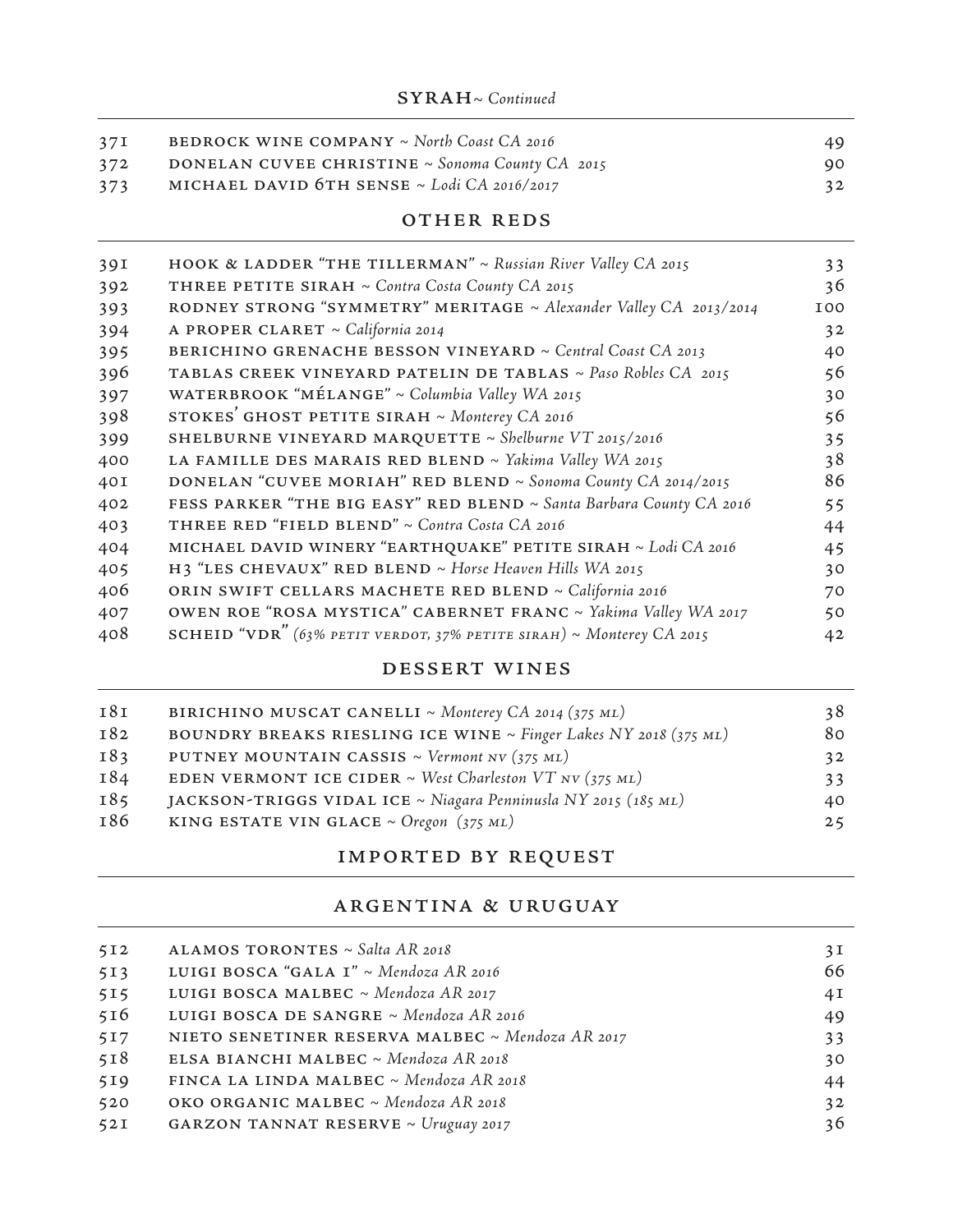## SYRAH~ *Continued*

| | | |
|---|---|---|
| 371 | BEDROCK WINE COMPANY ~ *North Coast CA 2016* | 49 |
| 372 | DONELAN CUVEE CHRISTINE ~ *Sonoma County CA 2015* | 90 |
| 373 | MICHAEL DAVID 6TH SENSE ~ *Lodi CA 2016/2017* | 32 |

## OTHER REDS

| | | |
|---|---|---|
| 391 | HOOK & LADDER "THE TILLERMAN" ~ *Russian River Valley CA 2015* | 33 |
| 392 | THREE PETITE SIRAH ~ *Contra Costa County CA 2015* | 36 |
| 393 | RODNEY STRONG "SYMMETRY" MERITAGE ~ *Alexander Valley CA 2013/2014* | 100 |
| 394 | A PROPER CLARET ~ *California 2014* | 32 |
| 395 | BERICHINO GRENACHE BESSON VINEYARD ~ *Central Coast CA 2013* | 40 |
| 396 | TABLAS CREEK VINEYARD PATELIN DE TABLAS ~ *Paso Robles CA 2015* | 56 |
| 397 | WATERBROOK "MÉLANGE" ~ *Columbia Valley WA 2015* | 30 |
| 398 | STOKES' GHOST PETITE SIRAH ~ *Monterey CA 2016* | 56 |
| 399 | SHELBURNE VINEYARD MARQUETTE ~ *Shelburne VT 2015/2016* | 35 |
| 400 | LA FAMILLE DES MARAIS RED BLEND ~ *Yakima Valley WA 2015* | 38 |
| 401 | DONELAN "CUVEE MORIAH" RED BLEND ~ *Sonoma County CA 2014/2015* | 86 |
| 402 | FESS PARKER "THE BIG EASY" RED BLEND ~ *Santa Barbara County CA 2016* | 55 |
| 403 | THREE RED "FIELD BLEND" ~ *Contra Costa CA 2016* | 44 |
| 404 | MICHAEL DAVID WINERY "EARTHQUAKE" PETITE SIRAH ~ *Lodi CA 2016* | 45 |
| 405 | H3 "LES CHEVAUX" RED BLEND ~ *Horse Heaven Hills WA 2015* | 30 |
| 406 | ORIN SWIFT CELLARS MACHETE RED BLEND ~ *California 2016* | 70 |
| 407 | OWEN ROE "ROSA MYSTICA" CABERNET FRANC ~ *Yakima Valley WA 2017* | 50 |
| 408 | SCHEID "VDR" *(63% PETIT VERDOT, 37% PETITE SIRAH)* ~ *Monterey CA 2015* | 42 |

## DESSERT WINES

| | | |
|---|---|---|
| 181 | BIRICHINO MUSCAT CANELLI ~ *Monterey CA 2014 (375 ML)* | 38 |
| 182 | BOUNDRY BREAKS RIESLING ICE WINE ~ *Finger Lakes NY 2018 (375 ML)* | 80 |
| 183 | PUTNEY MOUNTAIN CASSIS ~ *Vermont NV (375 ML)* | 32 |
| 184 | EDEN VERMONT ICE CIDER ~ *West Charleston VT NV (375 ML)* | 33 |
| 185 | JACKSON-TRIGGS VIDAL ICE ~ *Niagara Penninusla NY 2015 (185 ML)* | 40 |
| 186 | KING ESTATE VIN GLACE ~ *Oregon (375 ML)* | 25 |

## IMPORTED BY REQUEST

## ARGENTINA & URUGUAY

| | | |
|---|---|---|
| 512 | ALAMOS TORONTES ~ *Salta AR 2018* | 31 |
| 513 | LUIGI BOSCA "GALA I" ~ *Mendoza AR 2016* | 66 |
| 515 | LUIGI BOSCA MALBEC ~ *Mendoza AR 2017* | 41 |
| 516 | LUIGI BOSCA DE SANGRE ~ *Mendoza AR 2016* | 49 |
| 517 | NIETO SENETINER RESERVA MALBEC ~ *Mendoza AR 2017* | 33 |
| 518 | ELSA BIANCHI MALBEC ~ *Mendoza AR 2018* | 30 |
| 519 | FINCA LA LINDA MALBEC ~ *Mendoza AR 2018* | 44 |
| 520 | OKO ORGANIC MALBEC ~ *Mendoza AR 2018* | 32 |
| 521 | GARZON TANNAT RESERVE ~ *Uruguay 2017* | 36 |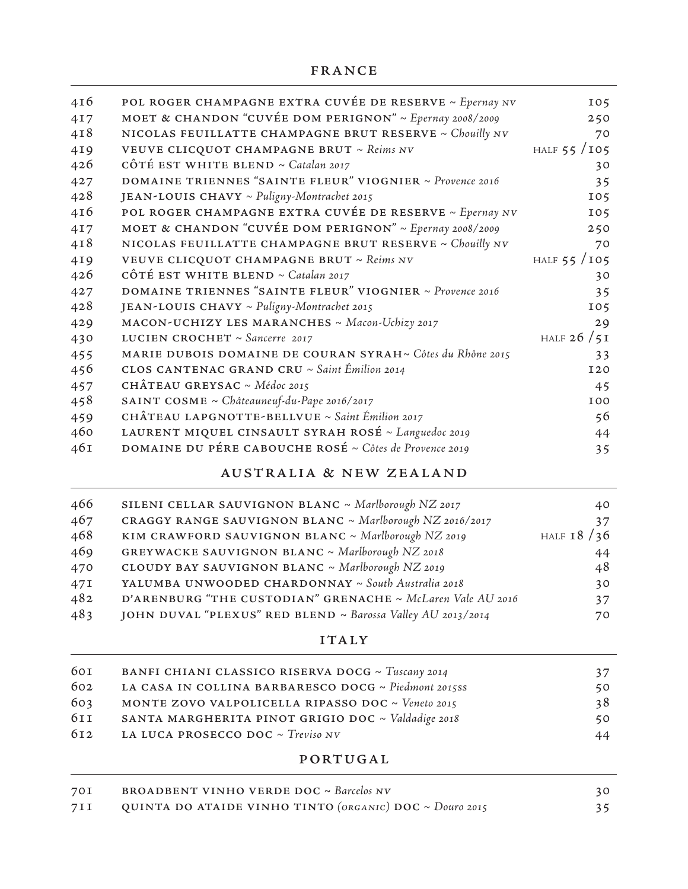## FRANCE

| | | |
|---|---|---|
| 416 | POL ROGER CHAMPAGNE EXTRA CUVÉE DE RESERVE ~ *Epernay NV* | 105 |
| 417 | MOET & CHANDON "CUVÉE DOM PERIGNON" ~ *Epernay 2008/2009* | 250 |
| 418 | NICOLAS FEUILLATTE CHAMPAGNE BRUT RESERVE ~ *Chouilly NV* | 70 |
| 419 | VEUVE CLICQUOT CHAMPAGNE BRUT ~ *Reims NV* | HALF 55 / 105 |
| 426 | CÔTÉ EST WHITE BLEND ~ *Catalan 2017* | 30 |
| 427 | DOMAINE TRIENNES "SAINTE FLEUR" VIOGNIER ~ *Provence 2016* | 35 |
| 428 | JEAN-LOUIS CHAVY ~ *Puligny-Montrachet 2015* | 105 |
| 416 | POL ROGER CHAMPAGNE EXTRA CUVÉE DE RESERVE ~ *Epernay NV* | 105 |
| 417 | MOET & CHANDON "CUVÉE DOM PERIGNON" ~ *Epernay 2008/2009* | 250 |
| 418 | NICOLAS FEUILLATTE CHAMPAGNE BRUT RESERVE ~ *Chouilly NV* | 70 |
| 419 | VEUVE CLICQUOT CHAMPAGNE BRUT ~ *Reims NV* | HALF 55 / 105 |
| 426 | CÔTÉ EST WHITE BLEND ~ *Catalan 2017* | 30 |
| 427 | DOMAINE TRIENNES "SAINTE FLEUR" VIOGNIER ~ *Provence 2016* | 35 |
| 428 | JEAN-LOUIS CHAVY ~ *Puligny-Montrachet 2015* | 105 |
| 429 | MACON-UCHIZY LES MARANCHES ~ *Macon-Uchizy 2017* | 29 |
| 430 | LUCIEN CROCHET ~ *Sancerre 2017* | HALF 26 / 51 |
| 455 | MARIE DUBOIS DOMAINE DE COURAN SYRAH~ *Côtes du Rhône 2015* | 33 |
| 456 | CLOS CANTENAC GRAND CRU ~ *Saint Émilion 2014* | 120 |
| 457 | CHÂTEAU GREYSAC ~ *Médoc 2015* | 45 |
| 458 | SAINT COSME ~ *Châteauneuf-du-Pape 2016/2017* | 100 |
| 459 | CHÂTEAU LAPGNOTTE-BELLVUE ~ *Saint Émilion 2017* | 56 |
| 460 | LAURENT MIQUEL CINSAULT SYRAH ROSÉ ~ *Languedoc 2019* | 44 |
| 461 | DOMAINE DU PÉRE CABOUCHE ROSÉ ~ *Côtes de Provence 2019* | 35 |

## AUSTRALIA & NEW ZEALAND

| | | |
|---|---|---|
| 466 | SILENI CELLAR SAUVIGNON BLANC ~ *Marlborough NZ 2017* | 40 |
| 467 | CRAGGY RANGE SAUVIGNON BLANC ~ *Marlborough NZ 2016/2017* | 37 |
| 468 | KIM CRAWFORD SAUVIGNON BLANC ~ *Marlborough NZ 2019* | HALF 18 / 36 |
| 469 | GREYWACKE SAUVIGNON BLANC ~ *Marlborough NZ 2018* | 44 |
| 470 | CLOUDY BAY SAUVIGNON BLANC ~ *Marlborough NZ 2019* | 48 |
| 471 | YALUMBA UNWOODED CHARDONNAY ~ *South Australia 2018* | 30 |
| 482 | D'ARENBURG "THE CUSTODIAN" GRENACHE ~ *McLaren Vale AU 2016* | 37 |
| 483 | JOHN DUVAL "PLEXUS" RED BLEND ~ *Barossa Valley AU 2013/2014* | 70 |

## ITALY

| | | |
|---|---|---|
| 601 | BANFI CHIANI CLASSICO RISERVA DOCG ~ *Tuscany 2014* | 37 |
| 602 | LA CASA IN COLLINA BARBARESCO DOCG ~ *Piedmont 2015ss* | 50 |
| 603 | MONTE ZOVO VALPOLICELLA RIPASSO DOC ~ *Veneto 2015* | 38 |
| 611 | SANTA MARGHERITA PINOT GRIGIO DOC ~ *Valdadige 2018* | 50 |
| 612 | LA LUCA PROSECCO DOC ~ *Treviso NV* | 44 |

## PORTUGAL

| | | |
|---|---|---|
| 701 | BROADBENT VINHO VERDE DOC ~ *Barcelos NV* | 30 |
| 711 | QUINTA DO ATAIDE VINHO TINTO *(ORGANIC)* DOC ~ *Douro 2015* | 35 |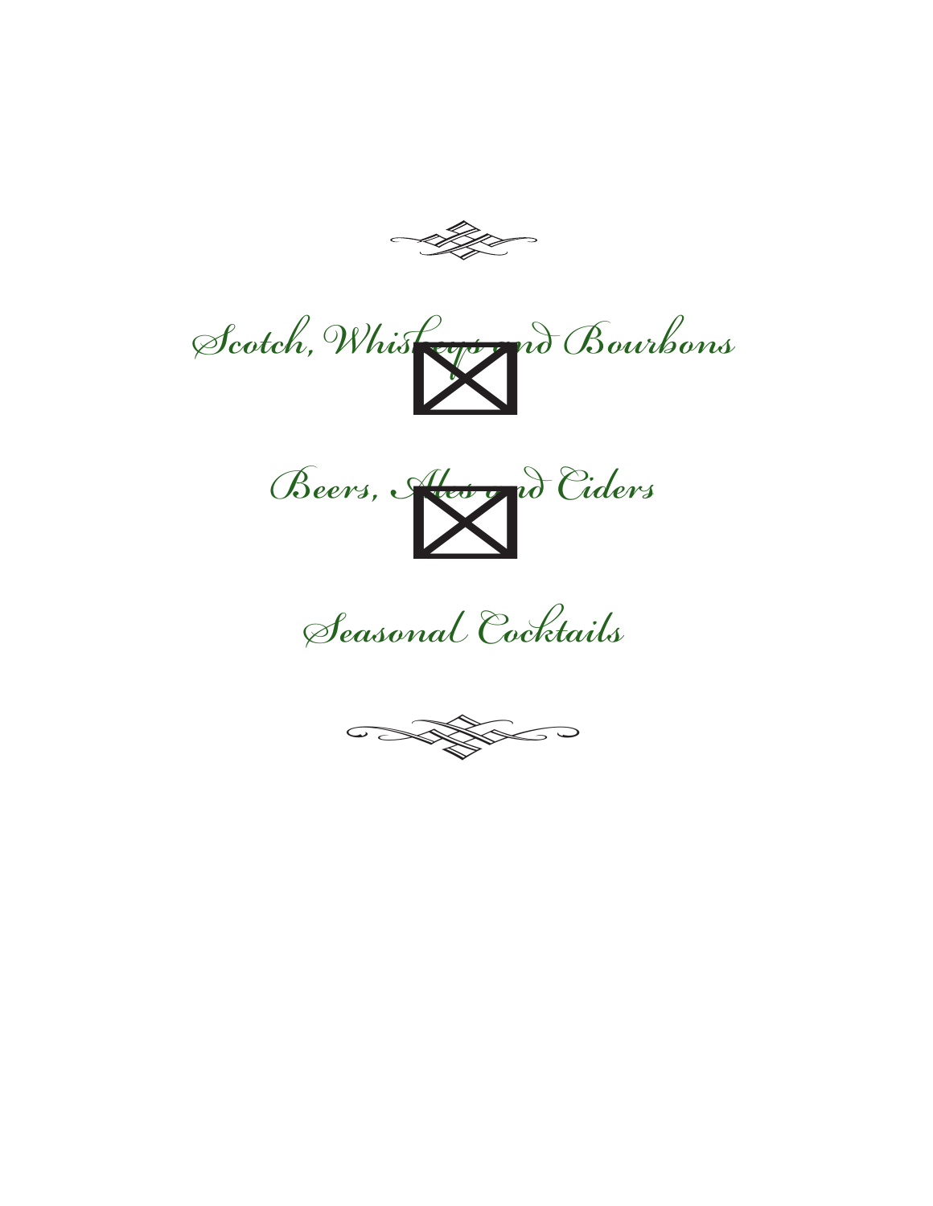# Scotch, Whiskeys and Bourbons

# Beers, Ales and Ciders

# Seasonal Cocktails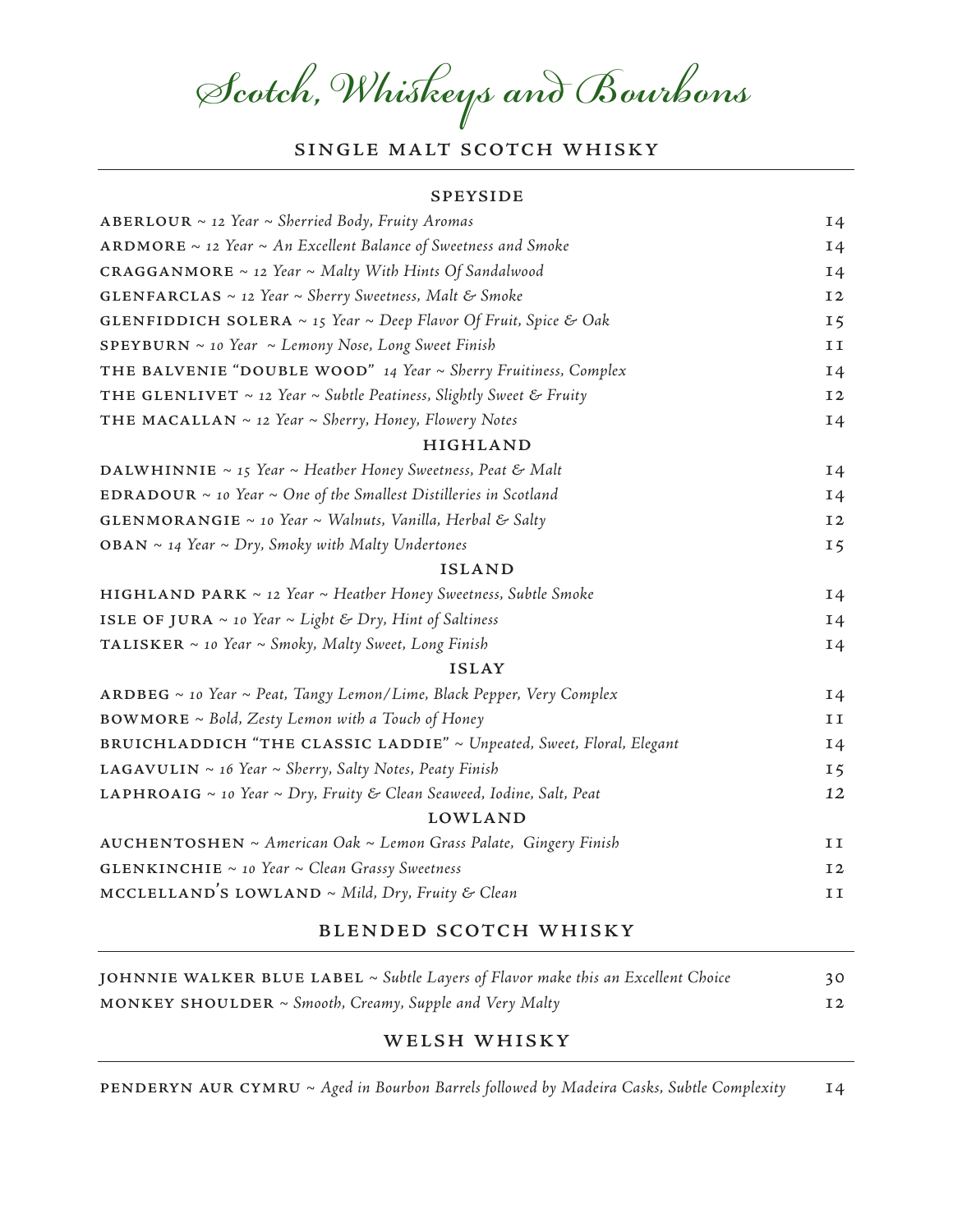# Scotch, Whiskeys and Bourbons

## SINGLE MALT SCOTCH WHISKY

### SPEYSIDE

**ABERLOUR** ~ *12 Year ~ Sherried Body, Fruity Aromas* 14

**ARDMORE** ~ *12 Year ~ An Excellent Balance of Sweetness and Smoke* 14

**CRAGGANMORE** ~ *12 Year ~ Malty With Hints Of Sandalwood* 14

**GLENFARCLAS** ~ *12 Year ~ Sherry Sweetness, Malt & Smoke* 12

**GLENFIDDICH SOLERA** ~ *15 Year ~ Deep Flavor Of Fruit, Spice & Oak* 15

**SPEYBURN** ~ *10 Year ~ Lemony Nose, Long Sweet Finish* 11

**THE BALVENIE "DOUBLE WOOD"** *14 Year ~ Sherry Fruitiness, Complex* 14

**THE GLENLIVET** ~ *12 Year ~ Subtle Peatiness, Slightly Sweet & Fruity* 12

**THE MACALLAN** ~ *12 Year ~ Sherry, Honey, Flowery Notes* 14

### HIGHLAND

**DALWHINNIE** ~ *15 Year ~ Heather Honey Sweetness, Peat & Malt* 14

**EDRADOUR** ~ *10 Year ~ One of the Smallest Distilleries in Scotland* 14

**GLENMORANGIE** ~ *10 Year ~ Walnuts, Vanilla, Herbal & Salty* 12

**OBAN** ~ *14 Year ~ Dry, Smoky with Malty Undertones* 15

### ISLAND

**HIGHLAND PARK** ~ *12 Year ~ Heather Honey Sweetness, Subtle Smoke* 14

**ISLE OF JURA** ~ *10 Year ~ Light & Dry, Hint of Saltiness* 14

**TALISKER** ~ *10 Year ~ Smoky, Malty Sweet, Long Finish* 14

### ISLAY

**ARDBEG** ~ *10 Year ~ Peat, Tangy Lemon/Lime, Black Pepper, Very Complex* 14

**BOWMORE** ~ *Bold, Zesty Lemon with a Touch of Honey* 11

**BRUICHLADDICH "THE CLASSIC LADDIE"** ~ *Unpeated, Sweet, Floral, Elegant* 14

**LAGAVULIN** ~ *16 Year ~ Sherry, Salty Notes, Peaty Finish* 15

**LAPHROAIG** ~ *10 Year ~ Dry, Fruity & Clean Seaweed, Iodine, Salt, Peat* 12

### LOWLAND

**AUCHENTOSHEN** ~ *American Oak ~ Lemon Grass Palate, Gingery Finish* 11

**GLENKINCHIE** ~ *10 Year ~ Clean Grassy Sweetness* 12

**MCCLELLAND'S LOWLAND** ~ *Mild, Dry, Fruity & Clean* 11

## BLENDED SCOTCH WHISKY

**JOHNNIE WALKER BLUE LABEL** ~ *Subtle Layers of Flavor make this an Excellent Choice* 30

**MONKEY SHOULDER** ~ *Smooth, Creamy, Supple and Very Malty* 12

## WELSH WHISKY

**PENDERYN AUR CYMRU** ~ *Aged in Bourbon Barrels followed by Madeira Casks, Subtle Complexity* 14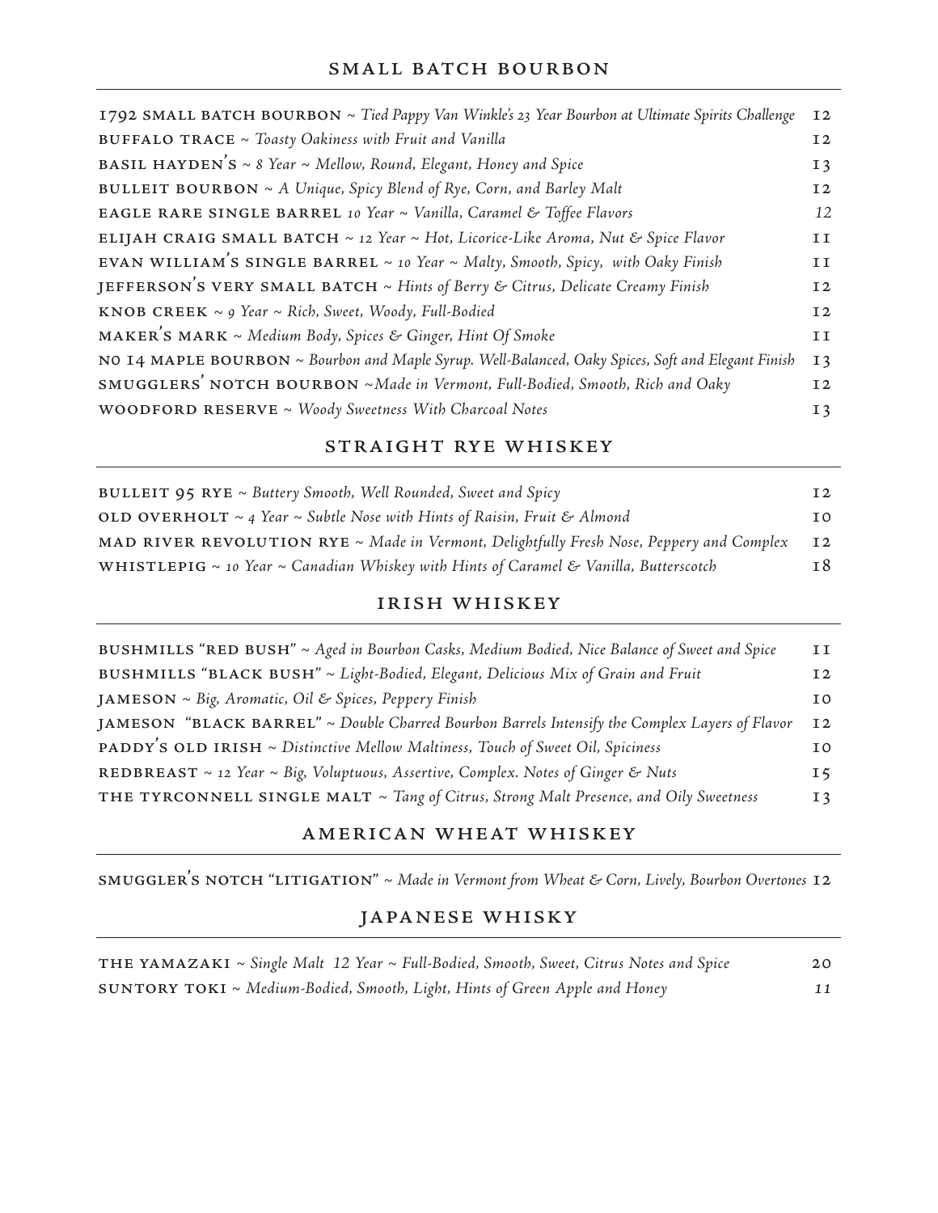## SMALL BATCH BOURBON

| | |
|---|---|
| 1792 SMALL BATCH BOURBON ~ *Tied Pappy Van Winkle's 23 Year Bourbon at Ultimate Spirits Challenge* | 12 |
| BUFFALO TRACE ~ *Toasty Oakiness with Fruit and Vanilla* | 12 |
| BASIL HAYDEN'S ~ *8 Year ~ Mellow, Round, Elegant, Honey and Spice* | 13 |
| BULLEIT BOURBON ~ *A Unique, Spicy Blend of Rye, Corn, and Barley Malt* | 12 |
| EAGLE RARE SINGLE BARREL *10 Year ~ Vanilla, Caramel & Toffee Flavors* | 12 |
| ELIJAH CRAIG SMALL BATCH ~ *12 Year ~ Hot, Licorice-Like Aroma, Nut & Spice Flavor* | 11 |
| EVAN WILLIAM'S SINGLE BARREL ~ *10 Year ~ Malty, Smooth, Spicy, with Oaky Finish* | 11 |
| JEFFERSON'S VERY SMALL BATCH ~ *Hints of Berry & Citrus, Delicate Creamy Finish* | 12 |
| KNOB CREEK ~ *9 Year ~ Rich, Sweet, Woody, Full-Bodied* | 12 |
| MAKER'S MARK ~ *Medium Body, Spices & Ginger, Hint Of Smoke* | 11 |
| NO 14 MAPLE BOURBON ~ *Bourbon and Maple Syrup. Well-Balanced, Oaky Spices, Soft and Elegant Finish* | 13 |
| SMUGGLERS' NOTCH BOURBON ~*Made in Vermont, Full-Bodied, Smooth, Rich and Oaky* | 12 |
| WOODFORD RESERVE ~ *Woody Sweetness With Charcoal Notes* | 13 |

## STRAIGHT RYE WHISKEY

| | |
|---|---|
| BULLEIT 95 RYE ~ *Buttery Smooth, Well Rounded, Sweet and Spicy* | 12 |
| OLD OVERHOLT ~ *4 Year ~ Subtle Nose with Hints of Raisin, Fruit & Almond* | 10 |
| MAD RIVER REVOLUTION RYE ~ *Made in Vermont, Delightfully Fresh Nose, Peppery and Complex* | 12 |
| WHISTLEPIG ~ *10 Year ~ Canadian Whiskey with Hints of Caramel & Vanilla, Butterscotch* | 18 |

## IRISH WHISKEY

| | |
|---|---|
| BUSHMILLS "RED BUSH" ~ *Aged in Bourbon Casks, Medium Bodied, Nice Balance of Sweet and Spice* | 11 |
| BUSHMILLS "BLACK BUSH" ~ *Light-Bodied, Elegant, Delicious Mix of Grain and Fruit* | 12 |
| JAMESON ~ *Big, Aromatic, Oil & Spices, Peppery Finish* | 10 |
| JAMESON "BLACK BARREL" ~ *Double Charred Bourbon Barrels Intensify the Complex Layers of Flavor* | 12 |
| PADDY'S OLD IRISH ~ *Distinctive Mellow Maltiness, Touch of Sweet Oil, Spiciness* | 10 |
| REDBREAST ~ *12 Year ~ Big, Voluptuous, Assertive, Complex. Notes of Ginger & Nuts* | 15 |
| THE TYRCONNELL SINGLE MALT ~ *Tang of Citrus, Strong Malt Presence, and Oily Sweetness* | 13 |

## AMERICAN WHEAT WHISKEY

| | |
|---|---|
| SMUGGLER'S NOTCH "LITIGATION" ~ *Made in Vermont from Wheat & Corn, Lively, Bourbon Overtones* | 12 |

## JAPANESE WHISKY

| | |
|---|---|
| THE YAMAZAKI ~ *Single Malt 12 Year ~ Full-Bodied, Smooth, Sweet, Citrus Notes and Spice* | 20 |
| SUNTORY TOKI ~ *Medium-Bodied, Smooth, Light, Hints of Green Apple and Honey* | 11 |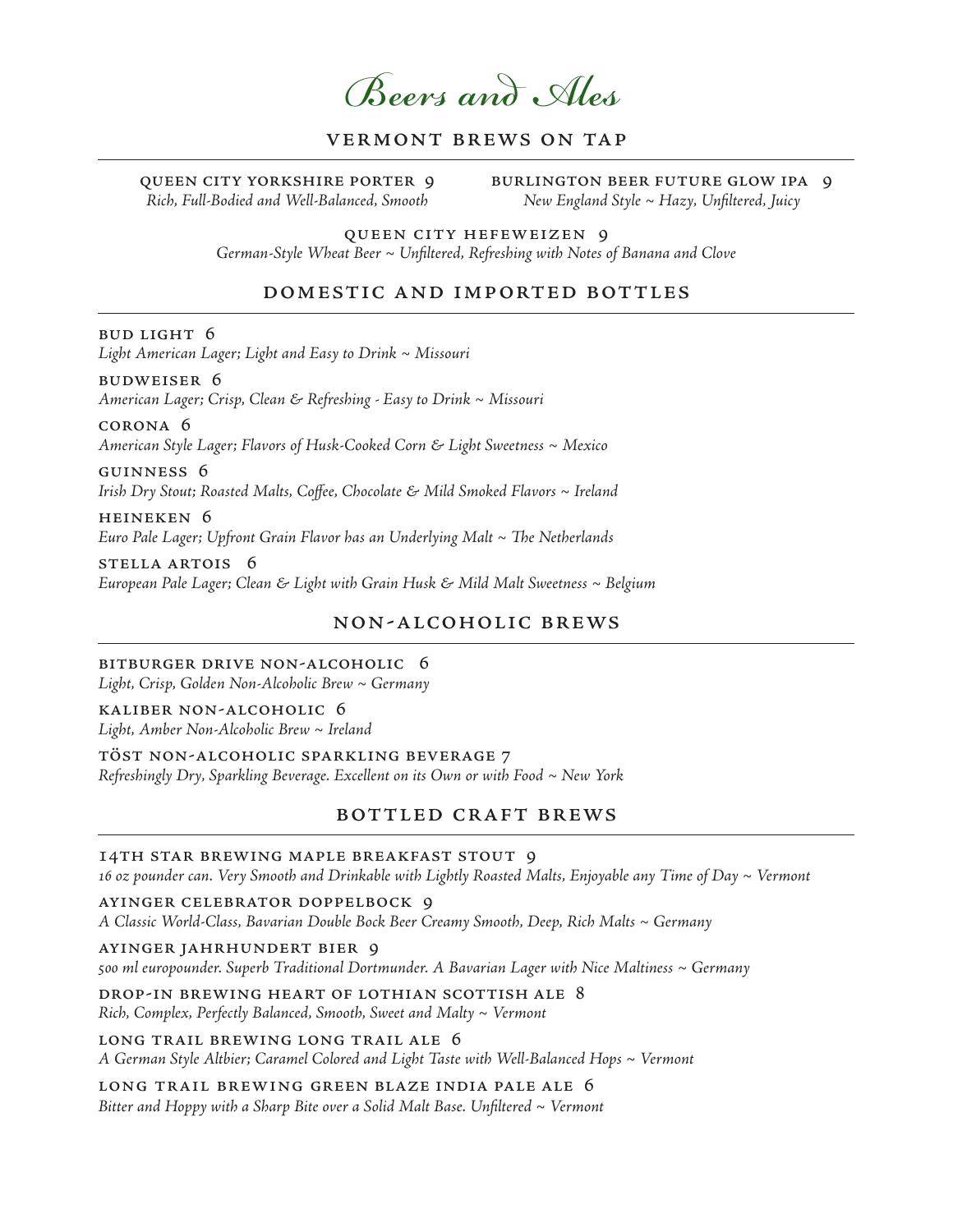# Beers and Ales

## VERMONT BREWS ON TAP

**QUEEN CITY YORKSHIRE PORTER 9**
*Rich, Full-Bodied and Well-Balanced, Smooth*

**BURLINGTON BEER FUTURE GLOW IPA 9**
*New England Style ~ Hazy, Unfiltered, Juicy*

**QUEEN CITY HEFEWEIZEN 9**
*German-Style Wheat Beer ~ Unfiltered, Refreshing with Notes of Banana and Clove*

## DOMESTIC AND IMPORTED BOTTLES

**BUD LIGHT 6**
*Light American Lager; Light and Easy to Drink ~ Missouri*

**BUDWEISER 6**
*American Lager; Crisp, Clean & Refreshing - Easy to Drink ~ Missouri*

**CORONA 6**
*American Style Lager; Flavors of Husk-Cooked Corn & Light Sweetness ~ Mexico*

**GUINNESS 6**
*Irish Dry Stout; Roasted Malts, Coffee, Chocolate & Mild Smoked Flavors ~ Ireland*

**HEINEKEN 6**
*Euro Pale Lager; Upfront Grain Flavor has an Underlying Malt ~ The Netherlands*

**STELLA ARTOIS 6**
*European Pale Lager; Clean & Light with Grain Husk & Mild Malt Sweetness ~ Belgium*

## NON-ALCOHOLIC BREWS

**BITBURGER DRIVE NON-ALCOHOLIC 6**
*Light, Crisp, Golden Non-Alcoholic Brew ~ Germany*

**KALIBER NON-ALCOHOLIC 6**
*Light, Amber Non-Alcoholic Brew ~ Ireland*

**TÖST NON-ALCOHOLIC SPARKLING BEVERAGE 7**
*Refreshingly Dry, Sparkling Beverage. Excellent on its Own or with Food ~ New York*

## BOTTLED CRAFT BREWS

**14TH STAR BREWING MAPLE BREAKFAST STOUT 9**
*16 oz pounder can. Very Smooth and Drinkable with Lightly Roasted Malts, Enjoyable any Time of Day ~ Vermont*

**AYINGER CELEBRATOR DOPPELBOCK 9**
*A Classic World-Class, Bavarian Double Bock Beer Creamy Smooth, Deep, Rich Malts ~ Germany*

**AYINGER JAHRHUNDERT BIER 9**
*500 ml europounder. Superb Traditional Dortmunder. A Bavarian Lager with Nice Maltiness ~ Germany*

**DROP-IN BREWING HEART OF LOTHIAN SCOTTISH ALE 8**
*Rich, Complex, Perfectly Balanced, Smooth, Sweet and Malty ~ Vermont*

**LONG TRAIL BREWING LONG TRAIL ALE 6**
*A German Style Altbier; Caramel Colored and Light Taste with Well-Balanced Hops ~ Vermont*

**LONG TRAIL BREWING GREEN BLAZE INDIA PALE ALE 6**
*Bitter and Hoppy with a Sharp Bite over a Solid Malt Base. Unfiltered ~ Vermont*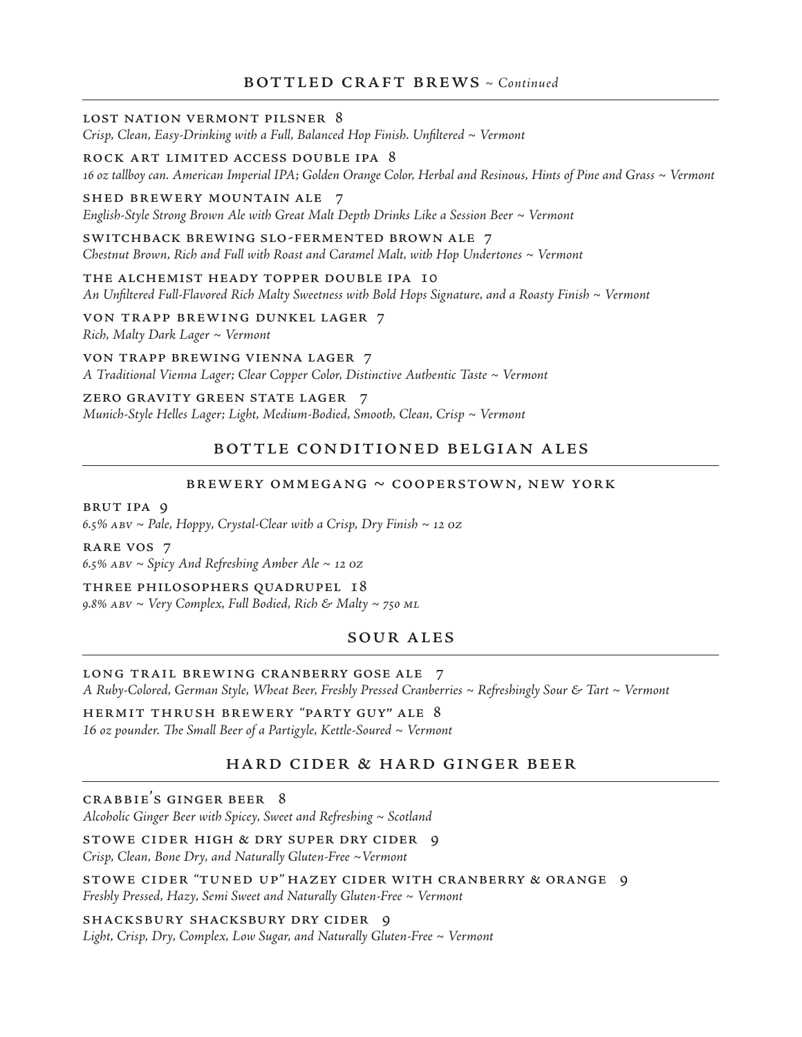## BOTTLED CRAFT BREWS ~ *Continued*

**LOST NATION VERMONT PILSNER 8**
*Crisp, Clean, Easy-Drinking with a Full, Balanced Hop Finish. Unfiltered ~ Vermont*

**ROCK ART LIMITED ACCESS DOUBLE IPA 8**
*16 oz tallboy can. American Imperial IPA; Golden Orange Color, Herbal and Resinous, Hints of Pine and Grass ~ Vermont*

**SHED BREWERY MOUNTAIN ALE 7**
*English-Style Strong Brown Ale with Great Malt Depth Drinks Like a Session Beer ~ Vermont*

**SWITCHBACK BREWING SLO-FERMENTED BROWN ALE 7**
*Chestnut Brown, Rich and Full with Roast and Caramel Malt, with Hop Undertones ~ Vermont*

**THE ALCHEMIST HEADY TOPPER DOUBLE IPA 10**
*An Unfiltered Full-Flavored Rich Malty Sweetness with Bold Hops Signature, and a Roasty Finish ~ Vermont*

**VON TRAPP BREWING DUNKEL LAGER 7**
*Rich, Malty Dark Lager ~ Vermont*

**VON TRAPP BREWING VIENNA LAGER 7**
*A Traditional Vienna Lager; Clear Copper Color, Distinctive Authentic Taste ~ Vermont*

**ZERO GRAVITY GREEN STATE LAGER 7**
*Munich-Style Helles Lager; Light, Medium-Bodied, Smooth, Clean, Crisp ~ Vermont*

## BOTTLE CONDITIONED BELGIAN ALES

### BREWERY OMMEGANG ~ COOPERSTOWN, NEW YORK

**BRUT IPA 9**
*6.5% ABV ~ Pale, Hoppy, Crystal-Clear with a Crisp, Dry Finish ~ 12 oz*

**RARE VOS 7**
*6.5% ABV ~ Spicy And Refreshing Amber Ale ~ 12 oz*

**THREE PHILOSOPHERS QUADRUPEL 18**
*9.8% ABV ~ Very Complex, Full Bodied, Rich & Malty ~ 750 ML*

## SOUR ALES

**LONG TRAIL BREWING CRANBERRY GOSE ALE 7**
*A Ruby-Colored, German Style, Wheat Beer, Freshly Pressed Cranberries ~ Refreshingly Sour & Tart ~ Vermont*

**HERMIT THRUSH BREWERY "PARTY GUY" ALE 8**
*16 oz pounder. The Small Beer of a Partigyle, Kettle-Soured ~ Vermont*

## HARD CIDER & HARD GINGER BEER

**CRABBIE'S GINGER BEER 8**
*Alcoholic Ginger Beer with Spicey, Sweet and Refreshing ~ Scotland*

**STOWE CIDER HIGH & DRY SUPER DRY CIDER 9**
*Crisp, Clean, Bone Dry, and Naturally Gluten-Free ~Vermont*

**STOWE CIDER "TUNED UP" HAZEY CIDER WITH CRANBERRY & ORANGE 9**
*Freshly Pressed, Hazy, Semi Sweet and Naturally Gluten-Free ~ Vermont*

**SHACKSBURY SHACKSBURY DRY CIDER 9**
*Light, Crisp, Dry, Complex, Low Sugar, and Naturally Gluten-Free ~ Vermont*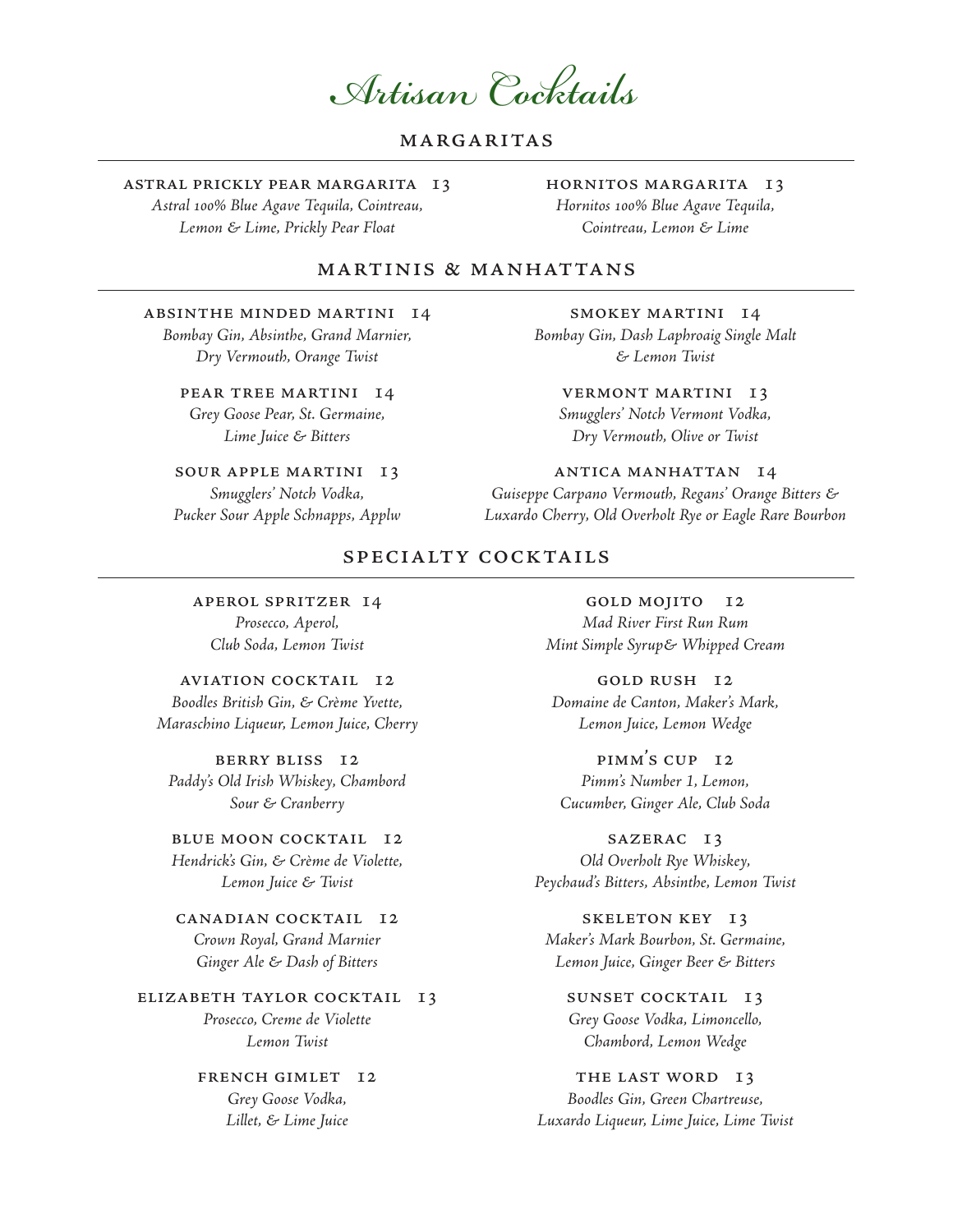# Artisan Cocktails

## MARGARITAS

**ASTRAL PRICKLY PEAR MARGARITA 13**
*Astral 100% Blue Agave Tequila, Cointreau, Lemon & Lime, Prickly Pear Float*

**HORNITOS MARGARITA 13**
*Hornitos 100% Blue Agave Tequila, Cointreau, Lemon & Lime*

## MARTINIS & MANHATTANS

**ABSINTHE MINDED MARTINI 14**
*Bombay Gin, Absinthe, Grand Marnier, Dry Vermouth, Orange Twist*

**PEAR TREE MARTINI 14**
*Grey Goose Pear, St. Germaine, Lime Juice & Bitters*

**SOUR APPLE MARTINI 13**
*Smugglers' Notch Vodka, Pucker Sour Apple Schnapps, Applw*

**SMOKEY MARTINI 14**
*Bombay Gin, Dash Laphroaig Single Malt & Lemon Twist*

**VERMONT MARTINI 13**
*Smugglers' Notch Vermont Vodka, Dry Vermouth, Olive or Twist*

**ANTICA MANHATTAN 14**
*Guiseppe Carpano Vermouth, Regans' Orange Bitters & Luxardo Cherry, Old Overholt Rye or Eagle Rare Bourbon*

## SPECIALTY COCKTAILS

**APEROL SPRITZER 14**
*Prosecco, Aperol, Club Soda, Lemon Twist*

**AVIATION COCKTAIL 12**
*Boodles British Gin, & Crème Yvette, Maraschino Liqueur, Lemon Juice, Cherry*

**BERRY BLISS 12**
*Paddy's Old Irish Whiskey, Chambord Sour & Cranberry*

**BLUE MOON COCKTAIL 12**
*Hendrick's Gin, & Crème de Violette, Lemon Juice & Twist*

**CANADIAN COCKTAIL 12**
*Crown Royal, Grand Marnier Ginger Ale & Dash of Bitters*

**ELIZABETH TAYLOR COCKTAIL 13**
*Prosecco, Creme de Violette Lemon Twist*

**FRENCH GIMLET 12**
*Grey Goose Vodka, Lillet, & Lime Juice*

**GOLD MOJITO 12**
*Mad River First Run Rum Mint Simple Syrup& Whipped Cream*

**GOLD RUSH 12**
*Domaine de Canton, Maker's Mark, Lemon Juice, Lemon Wedge*

**PIMM'S CUP 12**
*Pimm's Number 1, Lemon, Cucumber, Ginger Ale, Club Soda*

**SAZERAC 13**
*Old Overholt Rye Whiskey, Peychaud's Bitters, Absinthe, Lemon Twist*

**SKELETON KEY 13**
*Maker's Mark Bourbon, St. Germaine, Lemon Juice, Ginger Beer & Bitters*

**SUNSET COCKTAIL 13**
*Grey Goose Vodka, Limoncello, Chambord, Lemon Wedge*

**THE LAST WORD 13**
*Boodles Gin, Green Chartreuse, Luxardo Liqueur, Lime Juice, Lime Twist*